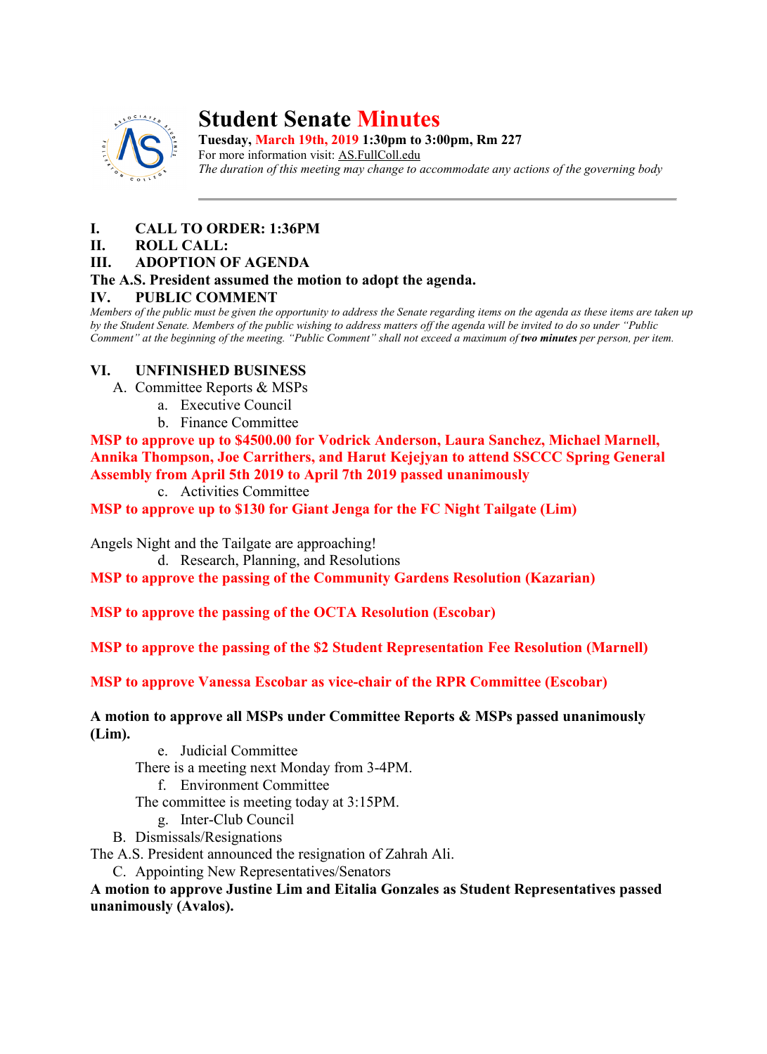# Student Senate Minutes

**Tuesday, March 19th, 2019 1:30pm to 3:00pm, Rm 227**

For more information visit: AS.FullColl.edu

*The duration of this meeting may change to accommodate any actions of the governing body*

---

**I. CALL TO ORDER: 1:36PM**

**II. ROLL CALL:**

**III. ADOPTION OF AGENDA**

**The A.S. President assumed the motion to adopt the agenda.**

**IV. PUBLIC COMMENT**

*Members of the public must be given the opportunity to address the Senate regarding items on the agenda as these items are taken up by the Student Senate. Members of the public wishing to address matters off the agenda will be invited to do so under "Public Comment" at the beginning of the meeting. "Public Comment" shall not exceed a maximum of* ***two minutes*** *per person, per item.*

**VI. UNFINISHED BUSINESS**

A. Committee Reports & MSPs

a. Executive Council

b. Finance Committee

**MSP to approve up to $4500.00 for Vodrick Anderson, Laura Sanchez, Michael Marnell, Annika Thompson, Joe Carrithers, and Harut Kejejyan to attend SSCCC Spring General Assembly from April 5th 2019 to April 7th 2019 passed unanimously**

c. Activities Committee

**MSP to approve up to $130 for Giant Jenga for the FC Night Tailgate (Lim)**

Angels Night and the Tailgate are approaching!

d. Research, Planning, and Resolutions

**MSP to approve the passing of the Community Gardens Resolution (Kazarian)**

**MSP to approve the passing of the OCTA Resolution (Escobar)**

**MSP to approve the passing of the $2 Student Representation Fee Resolution (Marnell)**

**MSP to approve Vanessa Escobar as vice-chair of the RPR Committee (Escobar)**

**A motion to approve all MSPs under Committee Reports & MSPs passed unanimously (Lim).**

e. Judicial Committee

There is a meeting next Monday from 3-4PM.

f. Environment Committee

The committee is meeting today at 3:15PM.

g. Inter-Club Council

B. Dismissals/Resignations

The A.S. President announced the resignation of Zahrah Ali.

C. Appointing New Representatives/Senators

**A motion to approve Justine Lim and Eitalia Gonzales as Student Representatives passed unanimously (Avalos).**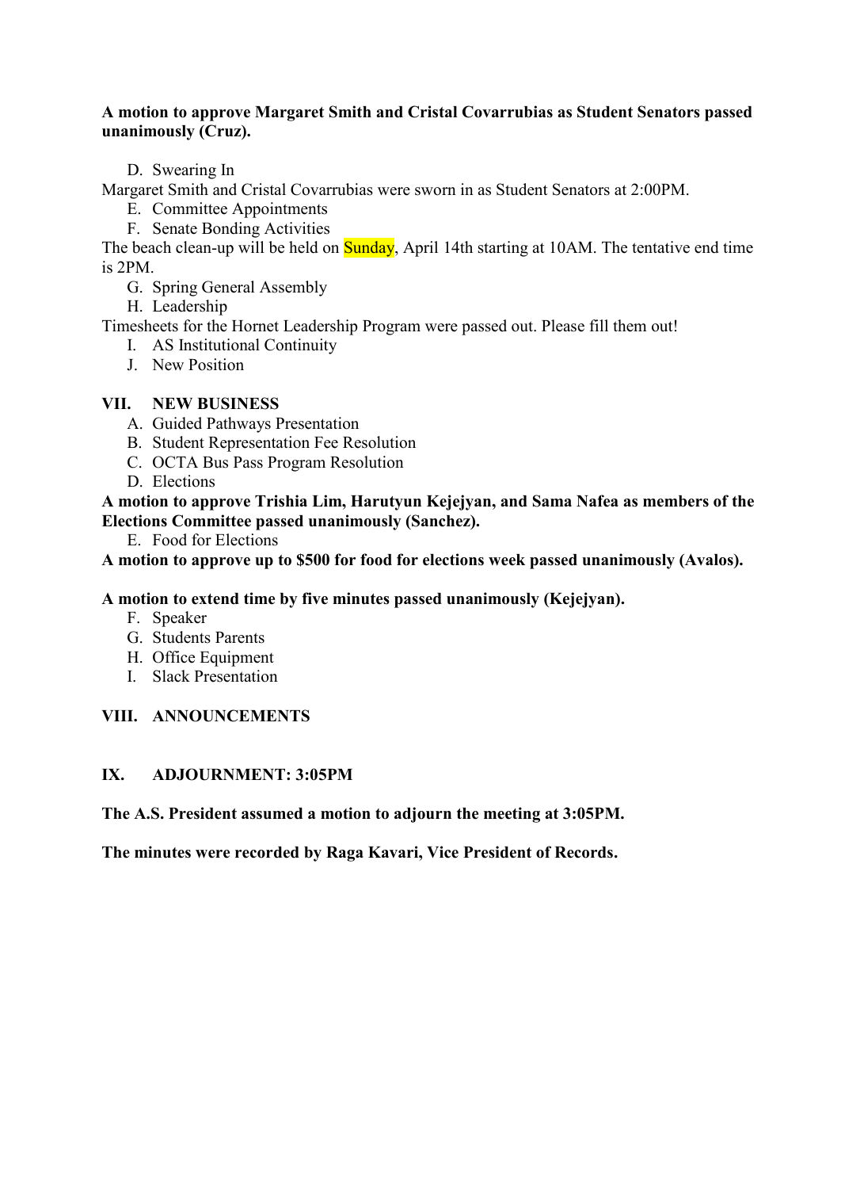**A motion to approve Margaret Smith and Cristal Covarrubias as Student Senators passed unanimously (Cruz).**

D. Swearing In

Margaret Smith and Cristal Covarrubias were sworn in as Student Senators at 2:00PM.

E. Committee Appointments

F. Senate Bonding Activities

The beach clean-up will be held on Sunday, April 14th starting at 10AM. The tentative end time is 2PM.

G. Spring General Assembly

H. Leadership

Timesheets for the Hornet Leadership Program were passed out. Please fill them out!

I. AS Institutional Continuity

J. New Position

## VII. NEW BUSINESS

A. Guided Pathways Presentation

B. Student Representation Fee Resolution

C. OCTA Bus Pass Program Resolution

D. Elections

**A motion to approve Trishia Lim, Harutyun Kejejyan, and Sama Nafea as members of the Elections Committee passed unanimously (Sanchez).**

E. Food for Elections

**A motion to approve up to $500 for food for elections week passed unanimously (Avalos).**

**A motion to extend time by five minutes passed unanimously (Kejejyan).**

F. Speaker

G. Students Parents

H. Office Equipment

I. Slack Presentation

## VIII. ANNOUNCEMENTS

## IX. ADJOURNMENT: 3:05PM

**The A.S. President assumed a motion to adjourn the meeting at 3:05PM.**

**The minutes were recorded by Raga Kavari, Vice President of Records.**